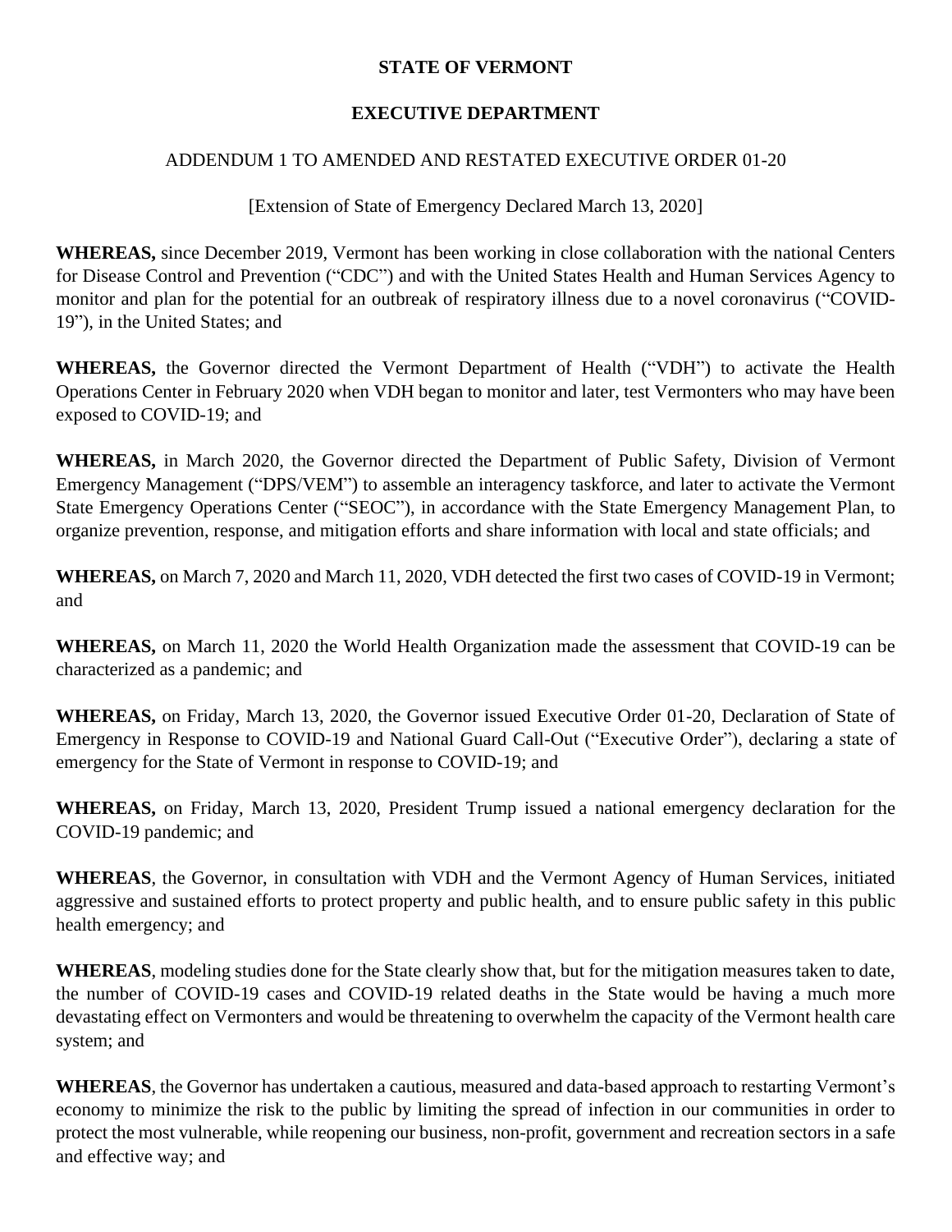**STATE OF VERMONT**

**EXECUTIVE DEPARTMENT**

ADDENDUM 1 TO AMENDED AND RESTATED EXECUTIVE ORDER 01-20

[Extension of State of Emergency Declared March 13, 2020]

**WHEREAS,** since December 2019, Vermont has been working in close collaboration with the national Centers for Disease Control and Prevention ("CDC") and with the United States Health and Human Services Agency to monitor and plan for the potential for an outbreak of respiratory illness due to a novel coronavirus ("COVID-19"), in the United States; and

**WHEREAS,** the Governor directed the Vermont Department of Health ("VDH") to activate the Health Operations Center in February 2020 when VDH began to monitor and later, test Vermonters who may have been exposed to COVID-19; and

**WHEREAS,** in March 2020, the Governor directed the Department of Public Safety, Division of Vermont Emergency Management ("DPS/VEM") to assemble an interagency taskforce, and later to activate the Vermont State Emergency Operations Center ("SEOC"), in accordance with the State Emergency Management Plan, to organize prevention, response, and mitigation efforts and share information with local and state officials; and

**WHEREAS,** on March 7, 2020 and March 11, 2020, VDH detected the first two cases of COVID-19 in Vermont; and

**WHEREAS,** on March 11, 2020 the World Health Organization made the assessment that COVID-19 can be characterized as a pandemic; and

**WHEREAS,** on Friday, March 13, 2020, the Governor issued Executive Order 01-20, Declaration of State of Emergency in Response to COVID-19 and National Guard Call-Out ("Executive Order"), declaring a state of emergency for the State of Vermont in response to COVID-19; and

**WHEREAS,** on Friday, March 13, 2020, President Trump issued a national emergency declaration for the COVID-19 pandemic; and

**WHEREAS**, the Governor, in consultation with VDH and the Vermont Agency of Human Services, initiated aggressive and sustained efforts to protect property and public health, and to ensure public safety in this public health emergency; and

**WHEREAS**, modeling studies done for the State clearly show that, but for the mitigation measures taken to date, the number of COVID-19 cases and COVID-19 related deaths in the State would be having a much more devastating effect on Vermonters and would be threatening to overwhelm the capacity of the Vermont health care system; and

**WHEREAS**, the Governor has undertaken a cautious, measured and data-based approach to restarting Vermont's economy to minimize the risk to the public by limiting the spread of infection in our communities in order to protect the most vulnerable, while reopening our business, non-profit, government and recreation sectors in a safe and effective way; and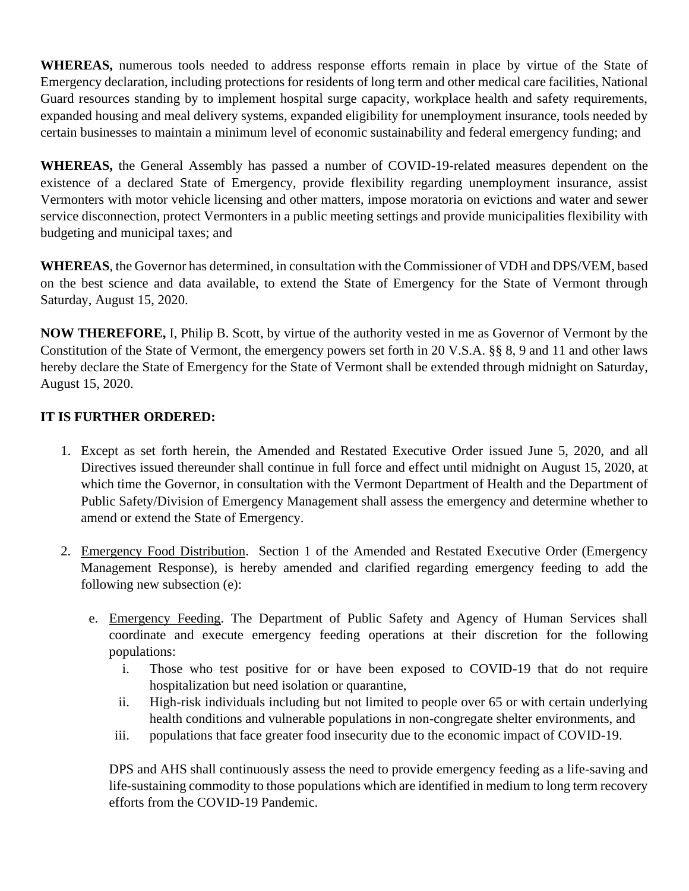**WHEREAS,** numerous tools needed to address response efforts remain in place by virtue of the State of Emergency declaration, including protections for residents of long term and other medical care facilities, National Guard resources standing by to implement hospital surge capacity, workplace health and safety requirements, expanded housing and meal delivery systems, expanded eligibility for unemployment insurance, tools needed by certain businesses to maintain a minimum level of economic sustainability and federal emergency funding; and

**WHEREAS,** the General Assembly has passed a number of COVID-19-related measures dependent on the existence of a declared State of Emergency, provide flexibility regarding unemployment insurance, assist Vermonters with motor vehicle licensing and other matters, impose moratoria on evictions and water and sewer service disconnection, protect Vermonters in a public meeting settings and provide municipalities flexibility with budgeting and municipal taxes; and

**WHEREAS**, the Governor has determined, in consultation with the Commissioner of VDH and DPS/VEM, based on the best science and data available, to extend the State of Emergency for the State of Vermont through Saturday, August 15, 2020.

**NOW THEREFORE,** I, Philip B. Scott, by virtue of the authority vested in me as Governor of Vermont by the Constitution of the State of Vermont, the emergency powers set forth in 20 V.S.A. §§ 8, 9 and 11 and other laws hereby declare the State of Emergency for the State of Vermont shall be extended through midnight on Saturday, August 15, 2020.

**IT IS FURTHER ORDERED:**

1. Except as set forth herein, the Amended and Restated Executive Order issued June 5, 2020, and all Directives issued thereunder shall continue in full force and effect until midnight on August 15, 2020, at which time the Governor, in consultation with the Vermont Department of Health and the Department of Public Safety/Division of Emergency Management shall assess the emergency and determine whether to amend or extend the State of Emergency.

2. Emergency Food Distribution. Section 1 of the Amended and Restated Executive Order (Emergency Management Response), is hereby amended and clarified regarding emergency feeding to add the following new subsection (e):

   e. Emergency Feeding. The Department of Public Safety and Agency of Human Services shall coordinate and execute emergency feeding operations at their discretion for the following populations:
      i. Those who test positive for or have been exposed to COVID-19 that do not require hospitalization but need isolation or quarantine,
      ii. High-risk individuals including but not limited to people over 65 or with certain underlying health conditions and vulnerable populations in non-congregate shelter environments, and
      iii. populations that face greater food insecurity due to the economic impact of COVID-19.

   DPS and AHS shall continuously assess the need to provide emergency feeding as a life-saving and life-sustaining commodity to those populations which are identified in medium to long term recovery efforts from the COVID-19 Pandemic.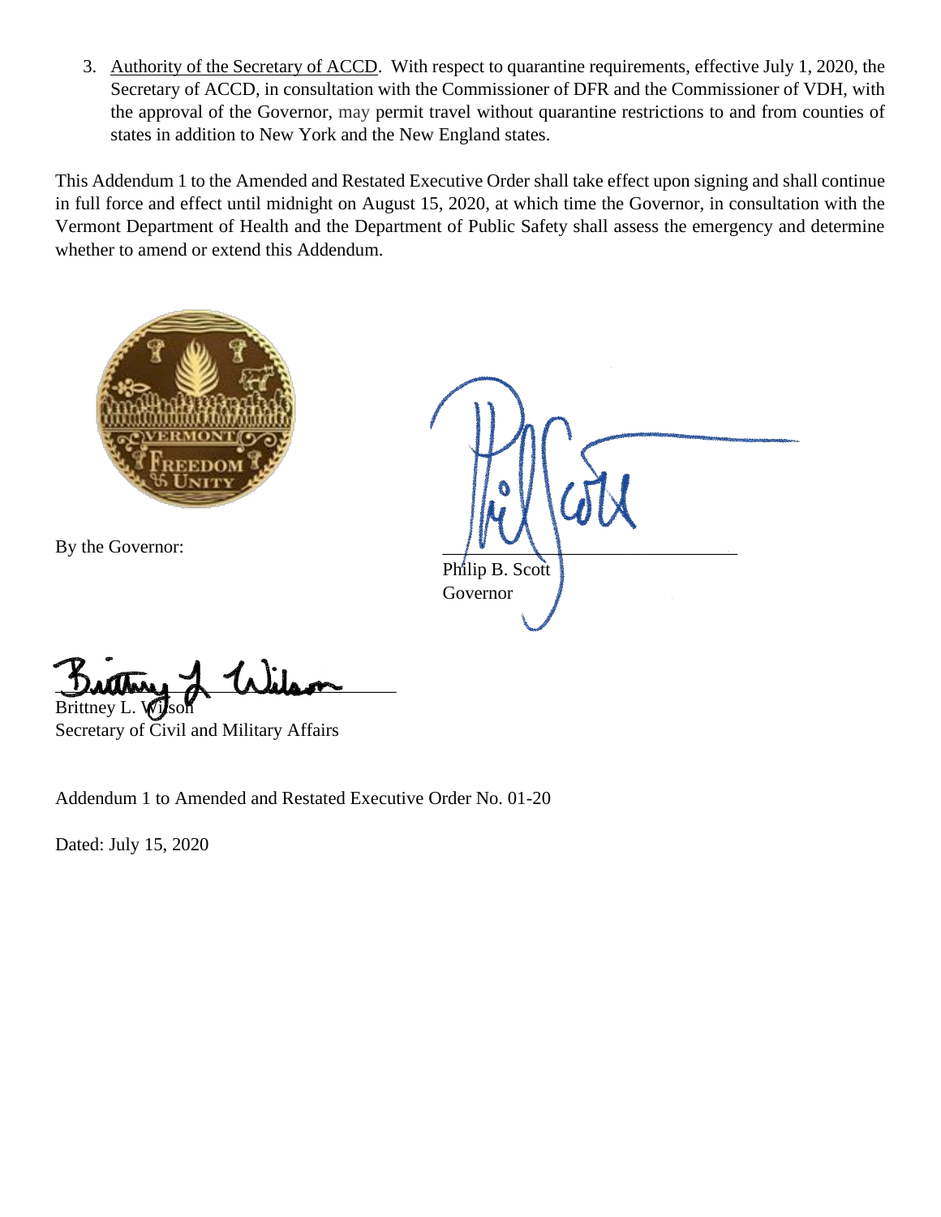3. Authority of the Secretary of ACCD. With respect to quarantine requirements, effective July 1, 2020, the Secretary of ACCD, in consultation with the Commissioner of DFR and the Commissioner of VDH, with the approval of the Governor, may permit travel without quarantine restrictions to and from counties of states in addition to New York and the New England states.

This Addendum 1 to the Amended and Restated Executive Order shall take effect upon signing and shall continue in full force and effect until midnight on August 15, 2020, at which time the Governor, in consultation with the Vermont Department of Health and the Department of Public Safety shall assess the emergency and determine whether to amend or extend this Addendum.

By the Governor:

Philip B. Scott
Governor

Brittney L. Wilson
Secretary of Civil and Military Affairs

Addendum 1 to Amended and Restated Executive Order No. 01-20

Dated: July 15, 2020